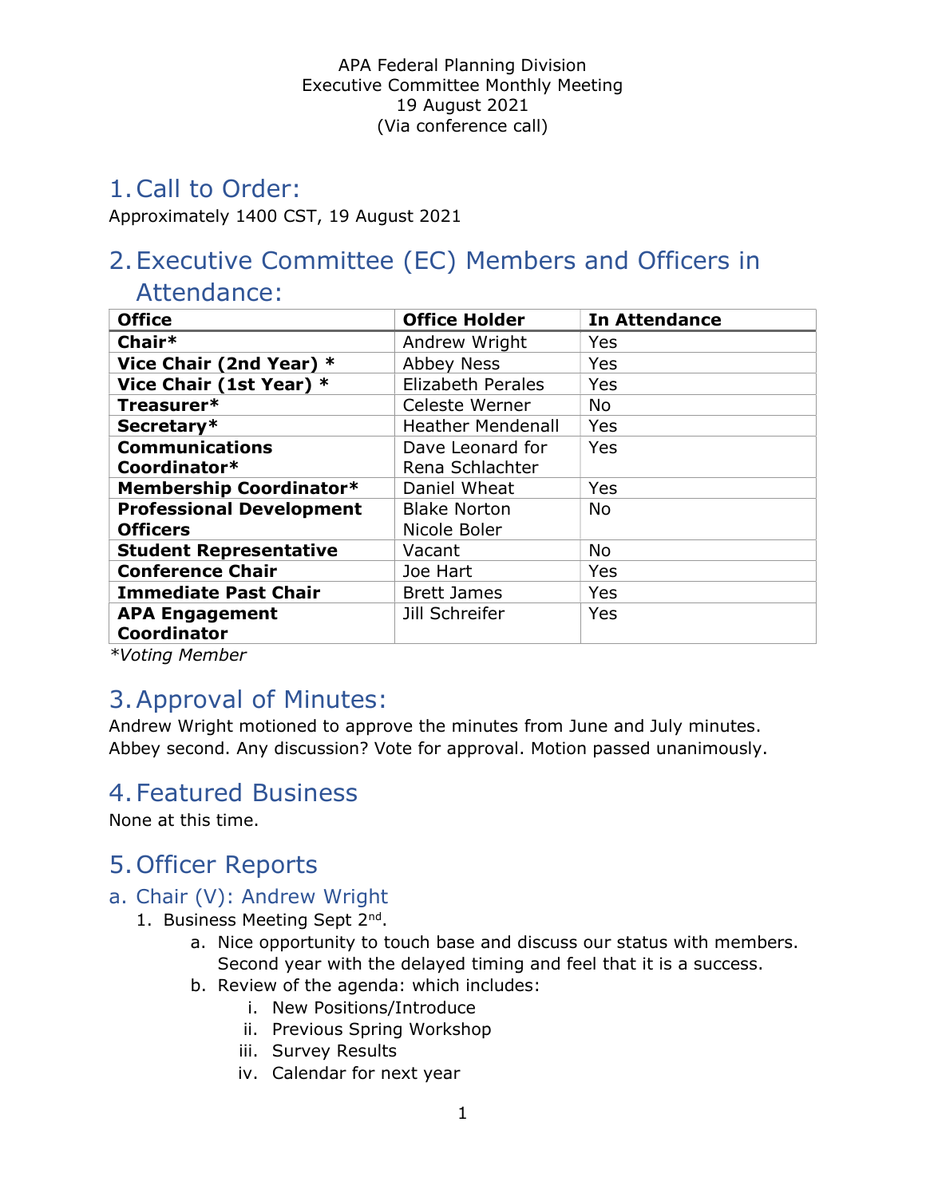APA Federal Planning Division
Executive Committee Monthly Meeting
19 August 2021
(Via conference call)

# 1. Call to Order:

Approximately 1400 CST, 19 August 2021

# 2. Executive Committee (EC) Members and Officers in Attendance:

| Office | Office Holder | In Attendance |
|---|---|---|
| **Chair*** | Andrew Wright | Yes |
| **Vice Chair (2nd Year) *** | Abbey Ness | Yes |
| **Vice Chair (1st Year) *** | Elizabeth Perales | Yes |
| **Treasurer*** | Celeste Werner | No |
| **Secretary*** | Heather Mendenall | Yes |
| **Communications Coordinator*** | Dave Leonard for Rena Schlachter | Yes |
| **Membership Coordinator*** | Daniel Wheat | Yes |
| **Professional Development Officers** | Blake Norton Nicole Boler | No |
| **Student Representative** | Vacant | No |
| **Conference Chair** | Joe Hart | Yes |
| **Immediate Past Chair** | Brett James | Yes |
| **APA Engagement Coordinator** | Jill Schreifer | Yes |

*\*Voting Member*

# 3. Approval of Minutes:

Andrew Wright motioned to approve the minutes from June and July minutes. Abbey second. Any discussion? Vote for approval. Motion passed unanimously.

# 4. Featured Business

None at this time.

# 5. Officer Reports

## a. Chair (V): Andrew Wright

1. Business Meeting Sept 2nd.
   a. Nice opportunity to touch base and discuss our status with members. Second year with the delayed timing and feel that it is a success.
   b. Review of the agenda: which includes:
      i. New Positions/Introduce
      ii. Previous Spring Workshop
      iii. Survey Results
      iv. Calendar for next year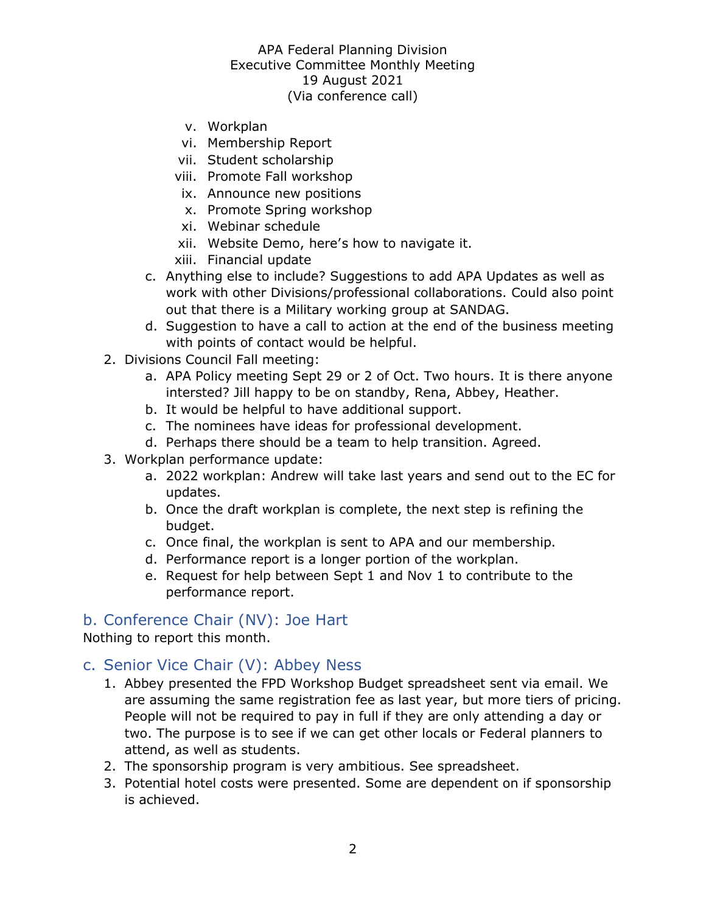v. Workplan
vi. Membership Report
vii. Student scholarship
viii. Promote Fall workshop
ix. Announce new positions
x. Promote Spring workshop
xi. Webinar schedule
xii. Website Demo, here's how to navigate it.
xiii. Financial update

c. Anything else to include? Suggestions to add APA Updates as well as work with other Divisions/professional collaborations. Could also point out that there is a Military working group at SANDAG.
d. Suggestion to have a call to action at the end of the business meeting with points of contact would be helpful.

2. Divisions Council Fall meeting:
   a. APA Policy meeting Sept 29 or 2 of Oct. Two hours. It is there anyone intersted? Jill happy to be on standby, Rena, Abbey, Heather.
   b. It would be helpful to have additional support.
   c. The nominees have ideas for professional development.
   d. Perhaps there should be a team to help transition. Agreed.
3. Workplan performance update:
   a. 2022 workplan: Andrew will take last years and send out to the EC for updates.
   b. Once the draft workplan is complete, the next step is refining the budget.
   c. Once final, the workplan is sent to APA and our membership.
   d. Performance report is a longer portion of the workplan.
   e. Request for help between Sept 1 and Nov 1 to contribute to the performance report.

## b. Conference Chair (NV): Joe Hart

Nothing to report this month.

## c. Senior Vice Chair (V): Abbey Ness

1. Abbey presented the FPD Workshop Budget spreadsheet sent via email. We are assuming the same registration fee as last year, but more tiers of pricing. People will not be required to pay in full if they are only attending a day or two. The purpose is to see if we can get other locals or Federal planners to attend, as well as students.
2. The sponsorship program is very ambitious. See spreadsheet.
3. Potential hotel costs were presented. Some are dependent on if sponsorship is achieved.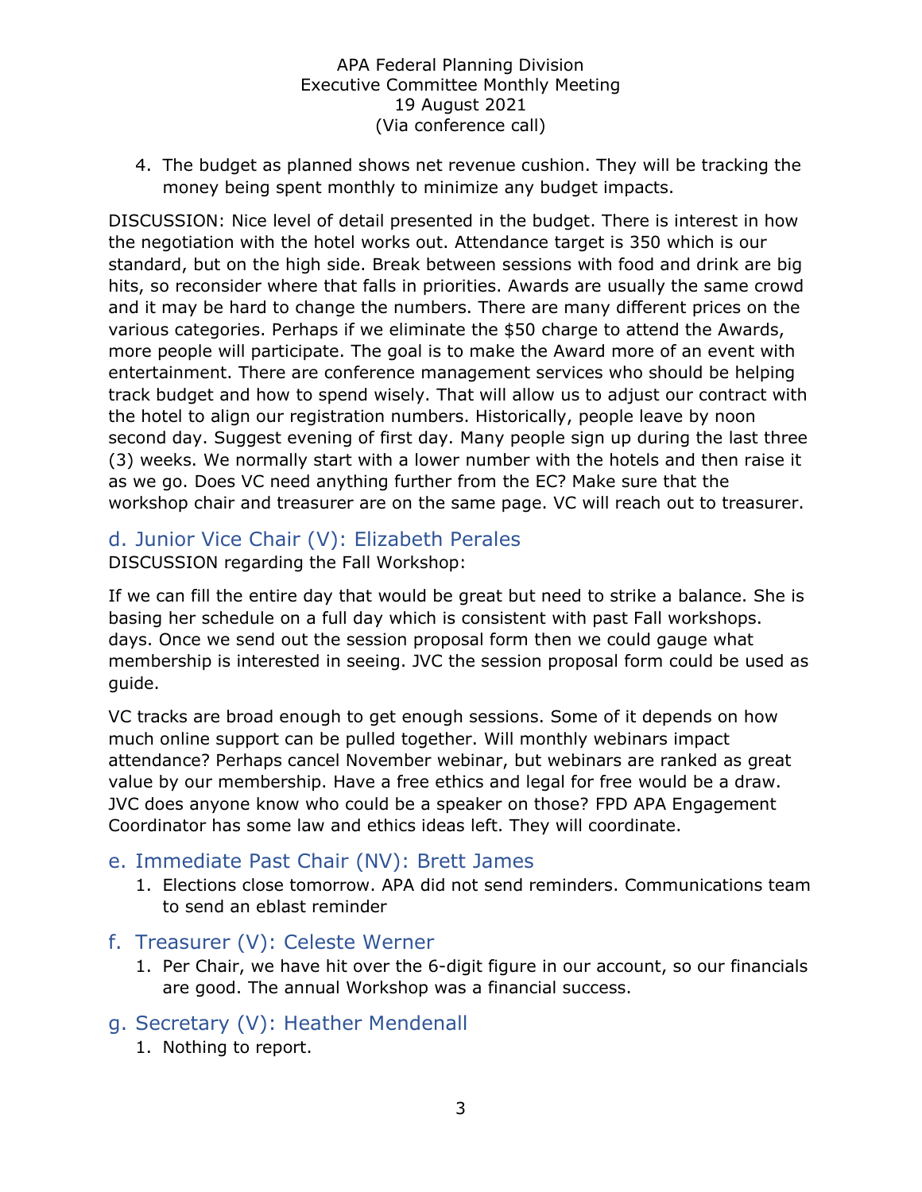4. The budget as planned shows net revenue cushion. They will be tracking the money being spent monthly to minimize any budget impacts.

DISCUSSION: Nice level of detail presented in the budget. There is interest in how the negotiation with the hotel works out. Attendance target is 350 which is our standard, but on the high side. Break between sessions with food and drink are big hits, so reconsider where that falls in priorities. Awards are usually the same crowd and it may be hard to change the numbers. There are many different prices on the various categories. Perhaps if we eliminate the $50 charge to attend the Awards, more people will participate. The goal is to make the Award more of an event with entertainment. There are conference management services who should be helping track budget and how to spend wisely. That will allow us to adjust our contract with the hotel to align our registration numbers. Historically, people leave by noon second day. Suggest evening of first day. Many people sign up during the last three (3) weeks. We normally start with a lower number with the hotels and then raise it as we go. Does VC need anything further from the EC? Make sure that the workshop chair and treasurer are on the same page. VC will reach out to treasurer.

## d. Junior Vice Chair (V): Elizabeth Perales

DISCUSSION regarding the Fall Workshop:

If we can fill the entire day that would be great but need to strike a balance. She is basing her schedule on a full day which is consistent with past Fall workshops. days. Once we send out the session proposal form then we could gauge what membership is interested in seeing. JVC the session proposal form could be used as guide.

VC tracks are broad enough to get enough sessions. Some of it depends on how much online support can be pulled together. Will monthly webinars impact attendance? Perhaps cancel November webinar, but webinars are ranked as great value by our membership. Have a free ethics and legal for free would be a draw. JVC does anyone know who could be a speaker on those? FPD APA Engagement Coordinator has some law and ethics ideas left. They will coordinate.

## e. Immediate Past Chair (NV): Brett James

1. Elections close tomorrow. APA did not send reminders. Communications team to send an eblast reminder

## f. Treasurer (V): Celeste Werner

1. Per Chair, we have hit over the 6-digit figure in our account, so our financials are good. The annual Workshop was a financial success.

## g. Secretary (V): Heather Mendenall

1. Nothing to report.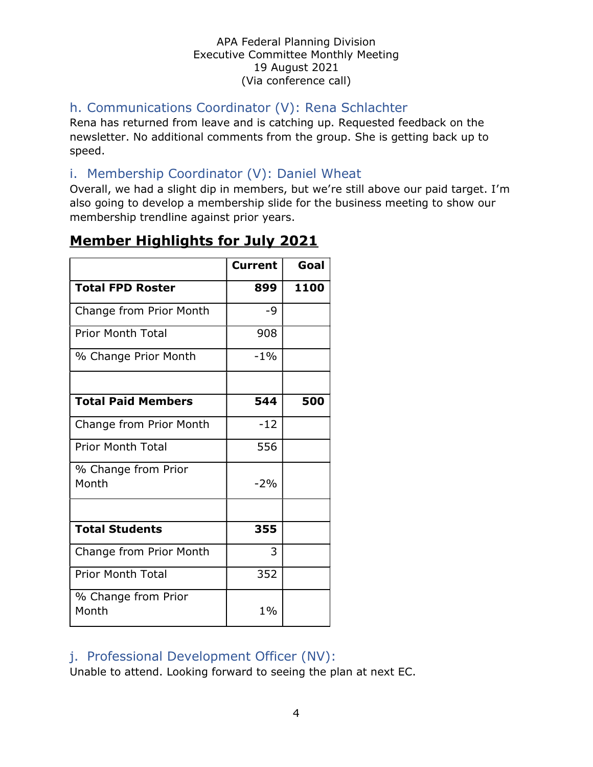APA Federal Planning Division
Executive Committee Monthly Meeting
19 August 2021
(Via conference call)

### h. Communications Coordinator (V): Rena Schlachter

Rena has returned from leave and is catching up. Requested feedback on the newsletter. No additional comments from the group. She is getting back up to speed.

### i. Membership Coordinator (V): Daniel Wheat

Overall, we had a slight dip in members, but we're still above our paid target. I'm also going to develop a membership slide for the business meeting to show our membership trendline against prior years.

## Member Highlights for July 2021

| | Current | Goal |
|---|---|---|
| **Total FPD Roster** | **899** | **1100** |
| Change from Prior Month | -9 | |
| Prior Month Total | 908 | |
| % Change Prior Month | -1% | |
| | | |
| **Total Paid Members** | **544** | **500** |
| Change from Prior Month | -12 | |
| Prior Month Total | 556 | |
| % Change from Prior Month | -2% | |
| | | |
| **Total Students** | **355** | |
| Change from Prior Month | 3 | |
| Prior Month Total | 352 | |
| % Change from Prior Month | 1% | |

### j. Professional Development Officer (NV):

Unable to attend. Looking forward to seeing the plan at next EC.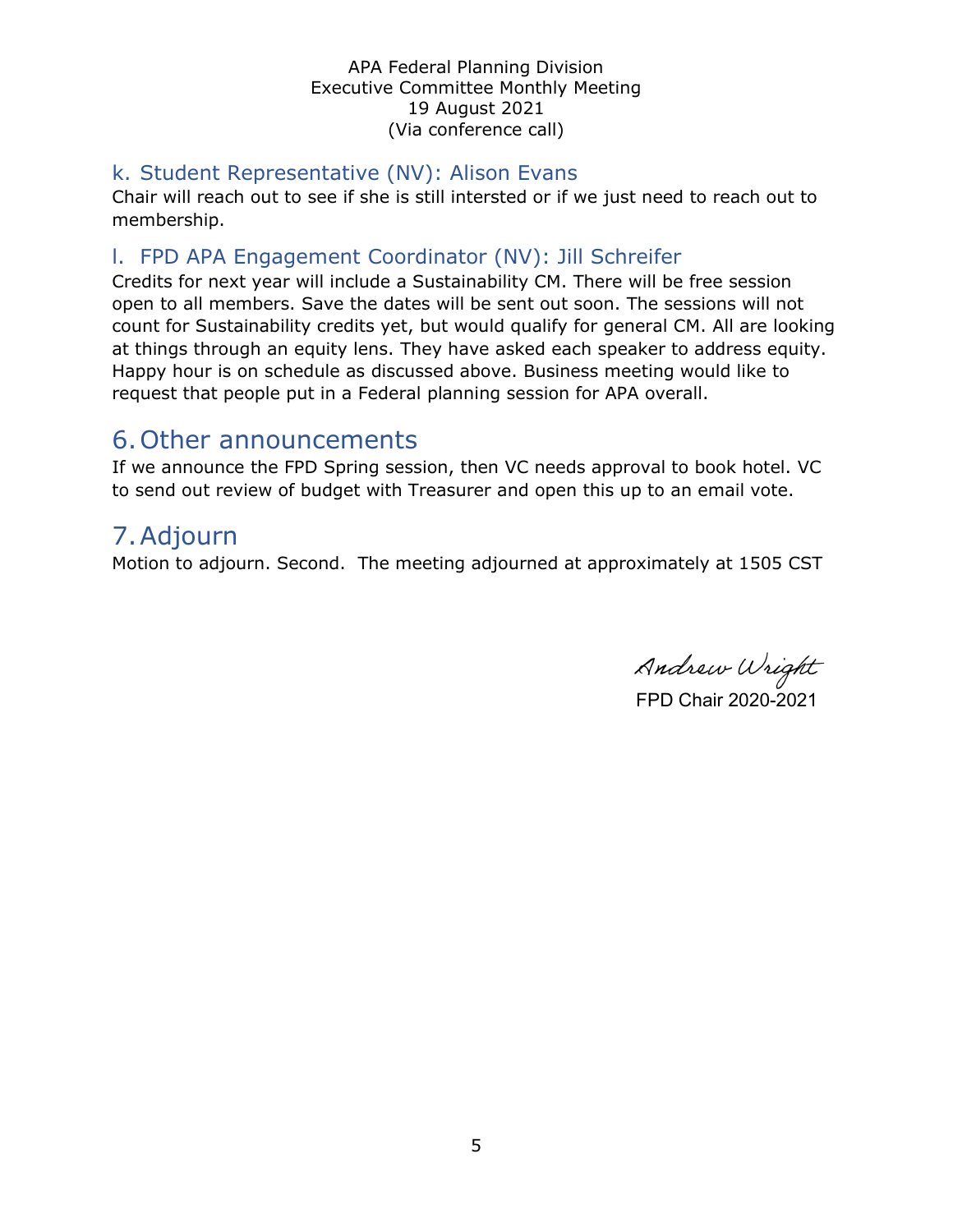APA Federal Planning Division
Executive Committee Monthly Meeting
19 August 2021
(Via conference call)

### k. Student Representative (NV): Alison Evans

Chair will reach out to see if she is still intersted or if we just need to reach out to membership.

### l. FPD APA Engagement Coordinator (NV): Jill Schreifer

Credits for next year will include a Sustainability CM. There will be free session open to all members. Save the dates will be sent out soon. The sessions will not count for Sustainability credits yet, but would qualify for general CM. All are looking at things through an equity lens. They have asked each speaker to address equity. Happy hour is on schedule as discussed above. Business meeting would like to request that people put in a Federal planning session for APA overall.

## 6. Other announcements

If we announce the FPD Spring session, then VC needs approval to book hotel. VC to send out review of budget with Treasurer and open this up to an email vote.

## 7. Adjourn

Motion to adjourn. Second. The meeting adjourned at approximately at 1505 CST

Andrew Wright
FPD Chair 2020-2021